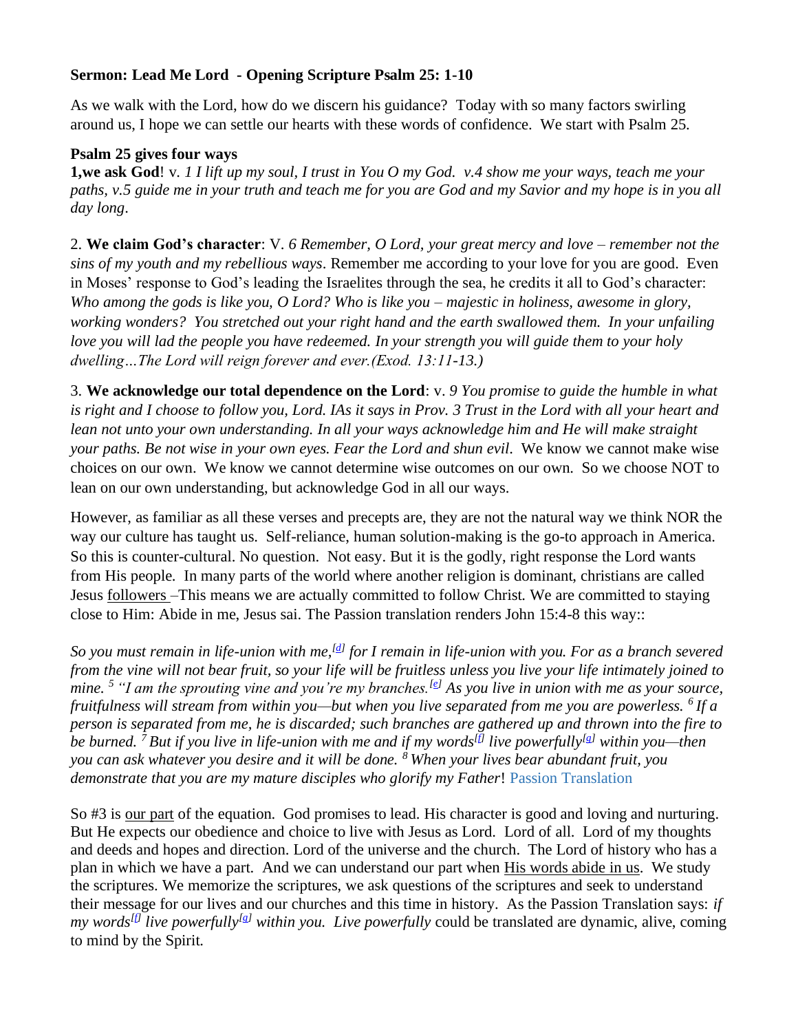**Sermon: Lead Me Lord - Opening Scripture Psalm 25: 1-10**

As we walk with the Lord, how do we discern his guidance? Today with so many factors swirling around us, I hope we can settle our hearts with these words of confidence. We start with Psalm 25.

**Psalm 25 gives four ways**

**1,we ask God**! v. *1 I lift up my soul, I trust in You O my God. v.4 show me your ways, teach me your paths, v.5 guide me in your truth and teach me for you are God and my Savior and my hope is in you all day long*.

2. **We claim God's character**: V. *6 Remember, O Lord, your great mercy and love – remember not the sins of my youth and my rebellious ways*. Remember me according to your love for you are good. Even in Moses' response to God's leading the Israelites through the sea, he credits it all to God's character: *Who among the gods is like you, O Lord? Who is like you – majestic in holiness, awesome in glory, working wonders? You stretched out your right hand and the earth swallowed them. In your unfailing love you will lad the people you have redeemed. In your strength you will guide them to your holy dwelling…The Lord will reign forever and ever.(Exod. 13:11-13.)*

3. **We acknowledge our total dependence on the Lord**: v. *9 You promise to guide the humble in what is right and I choose to follow you, Lord. IAs it says in Prov. 3 Trust in the Lord with all your heart and lean not unto your own understanding. In all your ways acknowledge him and He will make straight your paths. Be not wise in your own eyes. Fear the Lord and shun evil*. We know we cannot make wise choices on our own. We know we cannot determine wise outcomes on our own. So we choose NOT to lean on our own understanding, but acknowledge God in all our ways.

However, as familiar as all these verses and precepts are, they are not the natural way we think NOR the way our culture has taught us. Self-reliance, human solution-making is the go-to approach in America. So this is counter-cultural. No question. Not easy. But it is the godly, right response the Lord wants from His people. In many parts of the world where another religion is dominant, christians are called Jesus <u>followers</u> –This means we are actually committed to follow Christ. We are committed to staying close to Him: Abide in me, Jesus sai. The Passion translation renders John 15:4-8 this way::

*So you must remain in life-union with me,[d] for I remain in life-union with you. For as a branch severed from the vine will not bear fruit, so your life will be fruitless unless you live your life intimately joined to mine. 5 "I am the sprouting vine and you're my branches.[e] As you live in union with me as your source, fruitfulness will stream from within you—but when you live separated from me you are powerless. 6 If a person is separated from me, he is discarded; such branches are gathered up and thrown into the fire to be burned. 7 But if you live in life-union with me and if my words[f] live powerfully[g] within you—then you can ask whatever you desire and it will be done. 8 When your lives bear abundant fruit, you demonstrate that you are my mature disciples who glorify my Father*! Passion Translation

So #3 is <u>our part</u> of the equation. God promises to lead. His character is good and loving and nurturing. But He expects our obedience and choice to live with Jesus as Lord. Lord of all. Lord of my thoughts and deeds and hopes and direction. Lord of the universe and the church. The Lord of history who has a plan in which we have a part. And we can understand our part when <u>His words abide in us</u>. We study the scriptures. We memorize the scriptures, we ask questions of the scriptures and seek to understand their message for our lives and our churches and this time in history. As the Passion Translation says: *if my words[f] live powerfully[g] within you. Live powerfully* could be translated are dynamic, alive, coming to mind by the Spirit.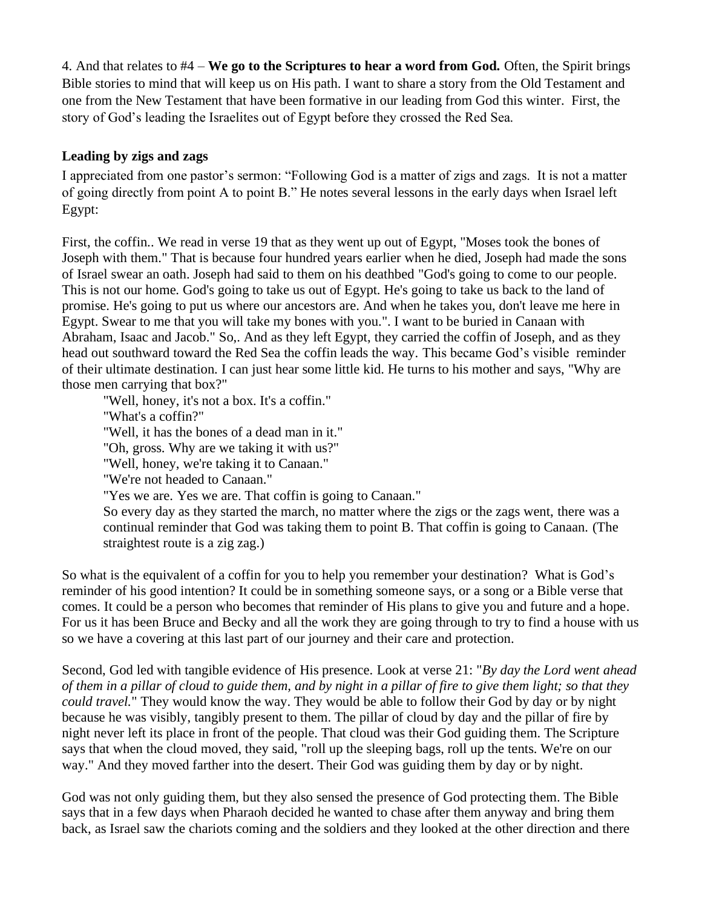4. And that relates to #4 – **We go to the Scriptures to hear a word from God.** Often, the Spirit brings Bible stories to mind that will keep us on His path. I want to share a story from the Old Testament and one from the New Testament that have been formative in our leading from God this winter. First, the story of God's leading the Israelites out of Egypt before they crossed the Red Sea.

**Leading by zigs and zags**

I appreciated from one pastor's sermon: "Following God is a matter of zigs and zags. It is not a matter of going directly from point A to point B." He notes several lessons in the early days when Israel left Egypt:

First, the coffin.. We read in verse 19 that as they went up out of Egypt, "Moses took the bones of Joseph with them." That is because four hundred years earlier when he died, Joseph had made the sons of Israel swear an oath. Joseph had said to them on his deathbed "God's going to come to our people. This is not our home. God's going to take us out of Egypt. He's going to take us back to the land of promise. He's going to put us where our ancestors are. And when he takes you, don't leave me here in Egypt. Swear to me that you will take my bones with you.". I want to be buried in Canaan with Abraham, Isaac and Jacob." So,. And as they left Egypt, they carried the coffin of Joseph, and as they head out southward toward the Red Sea the coffin leads the way. This became God's visible reminder of their ultimate destination. I can just hear some little kid. He turns to his mother and says, "Why are those men carrying that box?"

> "Well, honey, it's not a box. It's a coffin."
> "What's a coffin?"
> "Well, it has the bones of a dead man in it."
> "Oh, gross. Why are we taking it with us?"
> "Well, honey, we're taking it to Canaan."
> "We're not headed to Canaan."
> "Yes we are. Yes we are. That coffin is going to Canaan."
> So every day as they started the march, no matter where the zigs or the zags went, there was a continual reminder that God was taking them to point B. That coffin is going to Canaan. (The straightest route is a zig zag.)

So what is the equivalent of a coffin for you to help you remember your destination? What is God's reminder of his good intention? It could be in something someone says, or a song or a Bible verse that comes. It could be a person who becomes that reminder of His plans to give you and future and a hope. For us it has been Bruce and Becky and all the work they are going through to try to find a house with us so we have a covering at this last part of our journey and their care and protection.

Second, God led with tangible evidence of His presence. Look at verse 21: "*By day the Lord went ahead of them in a pillar of cloud to guide them, and by night in a pillar of fire to give them light; so that they could travel.*" They would know the way. They would be able to follow their God by day or by night because he was visibly, tangibly present to them. The pillar of cloud by day and the pillar of fire by night never left its place in front of the people. That cloud was their God guiding them. The Scripture says that when the cloud moved, they said, "roll up the sleeping bags, roll up the tents. We're on our way." And they moved farther into the desert. Their God was guiding them by day or by night.

God was not only guiding them, but they also sensed the presence of God protecting them. The Bible says that in a few days when Pharaoh decided he wanted to chase after them anyway and bring them back, as Israel saw the chariots coming and the soldiers and they looked at the other direction and there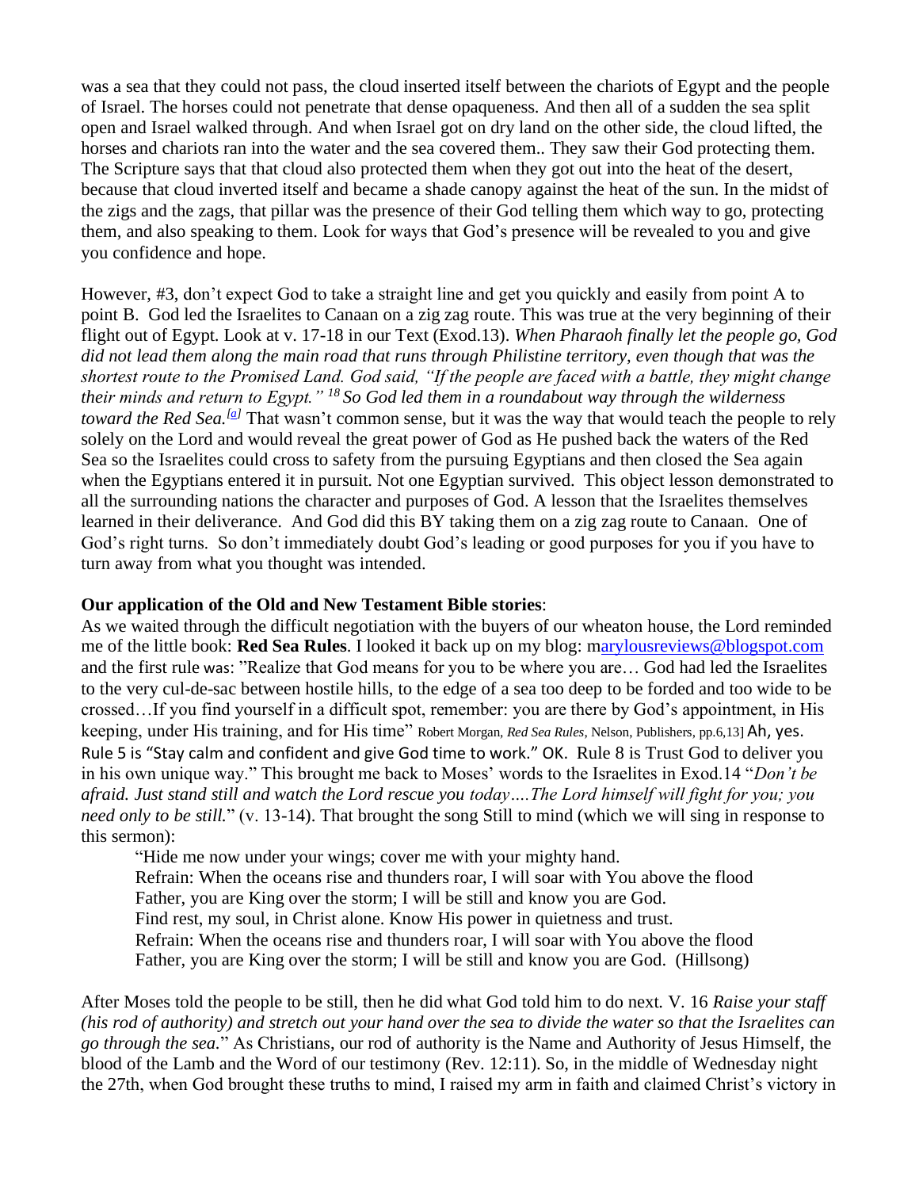was a sea that they could not pass, the cloud inserted itself between the chariots of Egypt and the people of Israel. The horses could not penetrate that dense opaqueness. And then all of a sudden the sea split open and Israel walked through. And when Israel got on dry land on the other side, the cloud lifted, the horses and chariots ran into the water and the sea covered them.. They saw their God protecting them. The Scripture says that that cloud also protected them when they got out into the heat of the desert, because that cloud inverted itself and became a shade canopy against the heat of the sun. In the midst of the zigs and the zags, that pillar was the presence of their God telling them which way to go, protecting them, and also speaking to them. Look for ways that God's presence will be revealed to you and give you confidence and hope.

However, #3, don't expect God to take a straight line and get you quickly and easily from point A to point B. God led the Israelites to Canaan on a zig zag route. This was true at the very beginning of their flight out of Egypt. Look at v. 17-18 in our Text (Exod.13). *When Pharaoh finally let the people go, God did not lead them along the main road that runs through Philistine territory, even though that was the shortest route to the Promised Land. God said, "If the people are faced with a battle, they might change their minds and return to Egypt." [18] So God led them in a roundabout way through the wilderness toward the Red Sea.*[a] That wasn't common sense, but it was the way that would teach the people to rely solely on the Lord and would reveal the great power of God as He pushed back the waters of the Red Sea so the Israelites could cross to safety from the pursuing Egyptians and then closed the Sea again when the Egyptians entered it in pursuit. Not one Egyptian survived. This object lesson demonstrated to all the surrounding nations the character and purposes of God. A lesson that the Israelites themselves learned in their deliverance. And God did this BY taking them on a zig zag route to Canaan. One of God's right turns. So don't immediately doubt God's leading or good purposes for you if you have to turn away from what you thought was intended.

**Our application of the Old and New Testament Bible stories**:

As we waited through the difficult negotiation with the buyers of our wheaton house, the Lord reminded me of the little book: **Red Sea Rules**. I looked it back up on my blog: marylousreviews@blogspot.com and the first rule was: "Realize that God means for you to be where you are… God had led the Israelites to the very cul-de-sac between hostile hills, to the edge of a sea too deep to be forded and too wide to be crossed…If you find yourself in a difficult spot, remember: you are there by God's appointment, in His keeping, under His training, and for His time" Robert Morgan, *Red Sea Rules*, Nelson, Publishers, pp.6,13] Ah, yes. Rule 5 is "Stay calm and confident and give God time to work." OK. Rule 8 is Trust God to deliver you in his own unique way." This brought me back to Moses' words to the Israelites in Exod.14 "*Don't be afraid. Just stand still and watch the Lord rescue you today….The Lord himself will fight for you; you need only to be still.*" (v. 13-14). That brought the song Still to mind (which we will sing in response to this sermon):

> "Hide me now under your wings; cover me with your mighty hand.
> Refrain: When the oceans rise and thunders roar, I will soar with You above the flood
> Father, you are King over the storm; I will be still and know you are God.
> Find rest, my soul, in Christ alone. Know His power in quietness and trust.
> Refrain: When the oceans rise and thunders roar, I will soar with You above the flood
> Father, you are King over the storm; I will be still and know you are God. (Hillsong)

After Moses told the people to be still, then he did what God told him to do next. V. 16 *Raise your staff (his rod of authority) and stretch out your hand over the sea to divide the water so that the Israelites can go through the sea.*" As Christians, our rod of authority is the Name and Authority of Jesus Himself, the blood of the Lamb and the Word of our testimony (Rev. 12:11). So, in the middle of Wednesday night the 27th, when God brought these truths to mind, I raised my arm in faith and claimed Christ's victory in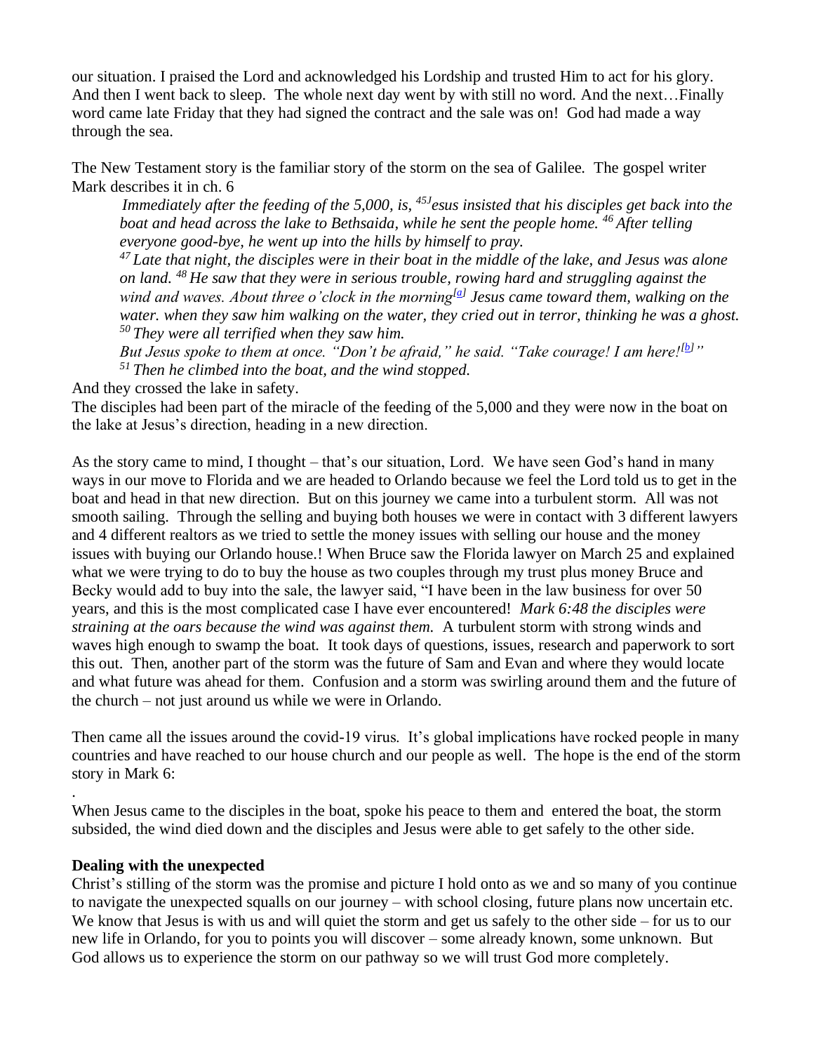our situation. I praised the Lord and acknowledged his Lordship and trusted Him to act for his glory. And then I went back to sleep. The whole next day went by with still no word. And the next…Finally word came late Friday that they had signed the contract and the sale was on! God had made a way through the sea.

The New Testament story is the familiar story of the storm on the sea of Galilee. The gospel writer Mark describes it in ch. 6

> *Immediately after the feeding of the 5,000, is, 45 Jesus insisted that his disciples get back into the boat and head across the lake to Bethsaida, while he sent the people home. 46 After telling everyone good-bye, he went up into the hills by himself to pray.*
>
> *47 Late that night, the disciples were in their boat in the middle of the lake, and Jesus was alone on land. 48 He saw that they were in serious trouble, rowing hard and struggling against the wind and waves. About three o'clock in the morning[a] Jesus came toward them, walking on the water. when they saw him walking on the water, they cried out in terror, thinking he was a ghost. 50 They were all terrified when they saw him.*
>
> *But Jesus spoke to them at once. "Don't be afraid," he said. "Take courage! I am here![b]"*
>
> *51 Then he climbed into the boat, and the wind stopped.*

And they crossed the lake in safety.

The disciples had been part of the miracle of the feeding of the 5,000 and they were now in the boat on the lake at Jesus's direction, heading in a new direction.

As the story came to mind, I thought – that's our situation, Lord. We have seen God's hand in many ways in our move to Florida and we are headed to Orlando because we feel the Lord told us to get in the boat and head in that new direction. But on this journey we came into a turbulent storm. All was not smooth sailing. Through the selling and buying both houses we were in contact with 3 different lawyers and 4 different realtors as we tried to settle the money issues with selling our house and the money issues with buying our Orlando house.! When Bruce saw the Florida lawyer on March 25 and explained what we were trying to do to buy the house as two couples through my trust plus money Bruce and Becky would add to buy into the sale, the lawyer said, "I have been in the law business for over 50 years, and this is the most complicated case I have ever encountered! *Mark 6:48 the disciples were straining at the oars because the wind was against them.* A turbulent storm with strong winds and waves high enough to swamp the boat. It took days of questions, issues, research and paperwork to sort this out. Then, another part of the storm was the future of Sam and Evan and where they would locate and what future was ahead for them. Confusion and a storm was swirling around them and the future of the church – not just around us while we were in Orlando.

Then came all the issues around the covid-19 virus. It's global implications have rocked people in many countries and have reached to our house church and our people as well. The hope is the end of the storm story in Mark 6:

.

When Jesus came to the disciples in the boat, spoke his peace to them and entered the boat, the storm subsided, the wind died down and the disciples and Jesus were able to get safely to the other side.

**Dealing with the unexpected**

Christ's stilling of the storm was the promise and picture I hold onto as we and so many of you continue to navigate the unexpected squalls on our journey – with school closing, future plans now uncertain etc. We know that Jesus is with us and will quiet the storm and get us safely to the other side – for us to our new life in Orlando, for you to points you will discover – some already known, some unknown. But God allows us to experience the storm on our pathway so we will trust God more completely.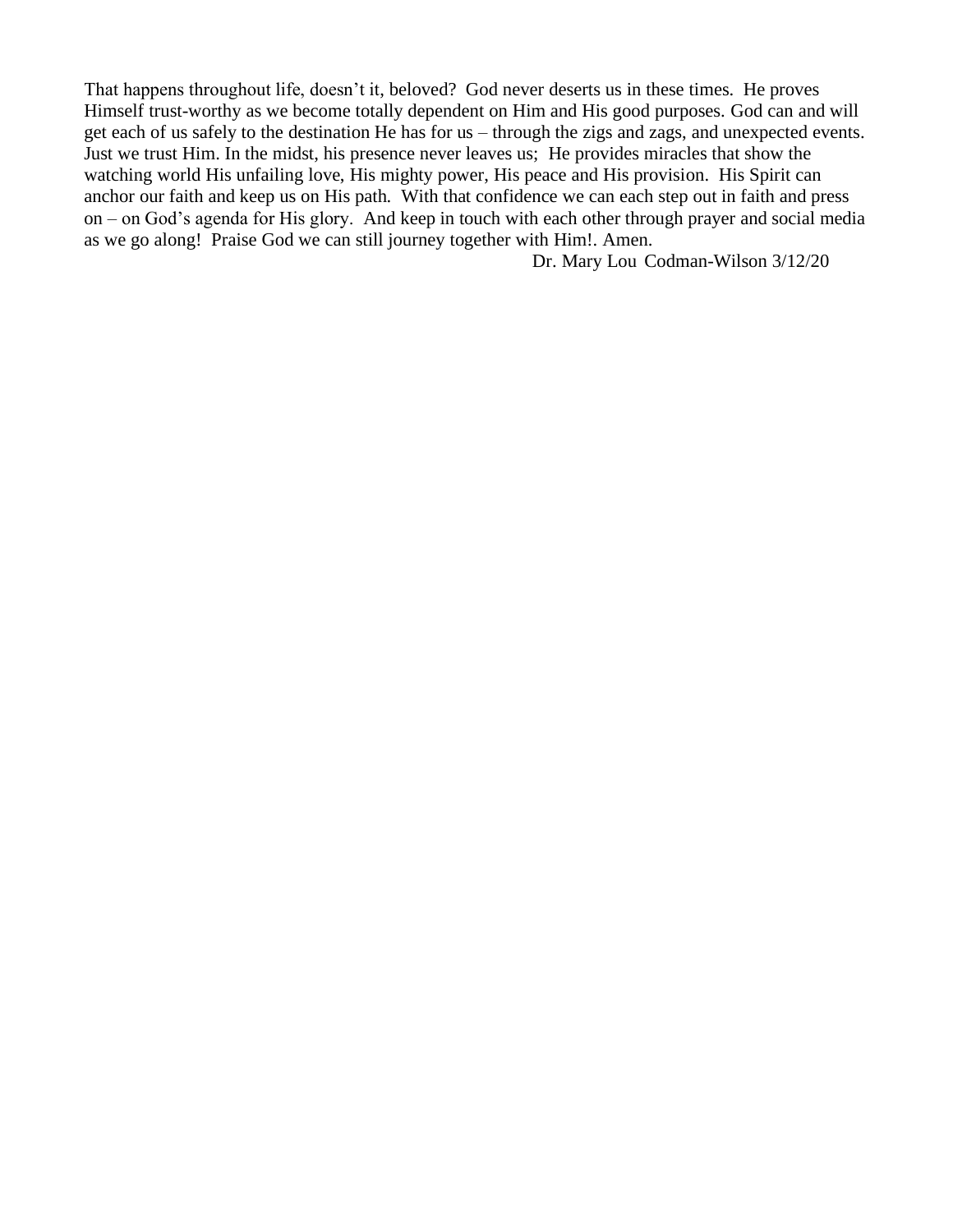That happens throughout life, doesn't it, beloved? God never deserts us in these times. He proves Himself trust-worthy as we become totally dependent on Him and His good purposes. God can and will get each of us safely to the destination He has for us – through the zigs and zags, and unexpected events. Just we trust Him. In the midst, his presence never leaves us; He provides miracles that show the watching world His unfailing love, His mighty power, His peace and His provision. His Spirit can anchor our faith and keep us on His path. With that confidence we can each step out in faith and press on – on God's agenda for His glory. And keep in touch with each other through prayer and social media as we go along! Praise God we can still journey together with Him!. Amen.

Dr. Mary Lou Codman-Wilson 3/12/20